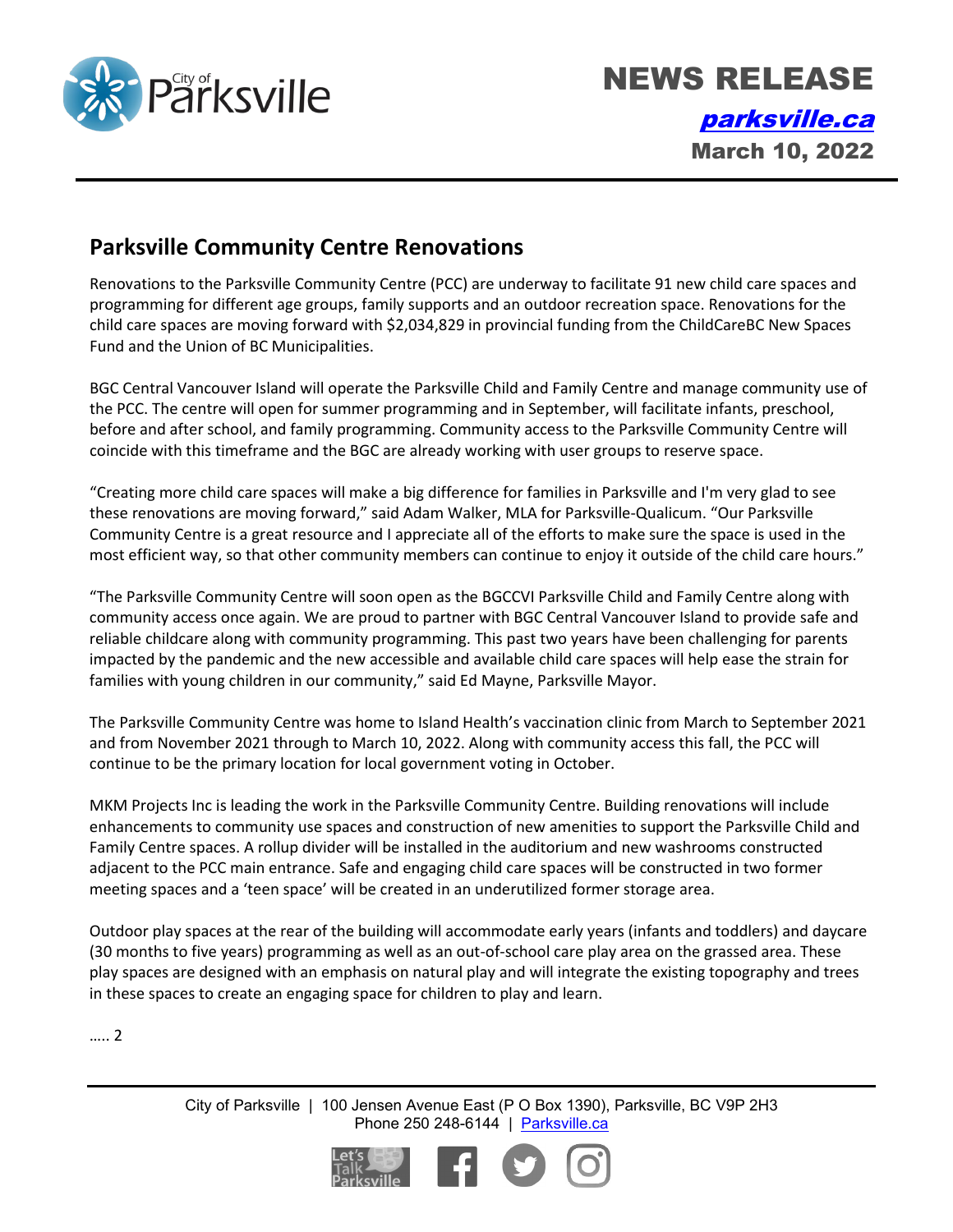# NEWS RELEASE

[parksville.ca](http://parksville.ca)

**March 10, 2022**

## Parksville Community Centre Renovations

Renovations to the Parksville Community Centre (PCC) are underway to facilitate 91 new child care spaces and programming for different age groups, family supports and an outdoor recreation space. Renovations for the child care spaces are moving forward with $2,034,829 in provincial funding from the ChildCareBC New Spaces Fund and the Union of BC Municipalities.

BGC Central Vancouver Island will operate the Parksville Child and Family Centre and manage community use of the PCC. The centre will open for summer programming and in September, will facilitate infants, preschool, before and after school, and family programming. Community access to the Parksville Community Centre will coincide with this timeframe and the BGC are already working with user groups to reserve space.

"Creating more child care spaces will make a big difference for families in Parksville and I'm very glad to see these renovations are moving forward," said Adam Walker, MLA for Parksville-Qualicum. "Our Parksville Community Centre is a great resource and I appreciate all of the efforts to make sure the space is used in the most efficient way, so that other community members can continue to enjoy it outside of the child care hours."

"The Parksville Community Centre will soon open as the BGCCVI Parksville Child and Family Centre along with community access once again. We are proud to partner with BGC Central Vancouver Island to provide safe and reliable childcare along with community programming. This past two years have been challenging for parents impacted by the pandemic and the new accessible and available child care spaces will help ease the strain for families with young children in our community," said Ed Mayne, Parksville Mayor.

The Parksville Community Centre was home to Island Health's vaccination clinic from March to September 2021 and from November 2021 through to March 10, 2022. Along with community access this fall, the PCC will continue to be the primary location for local government voting in October.

MKM Projects Inc is leading the work in the Parksville Community Centre. Building renovations will include enhancements to community use spaces and construction of new amenities to support the Parksville Child and Family Centre spaces. A rollup divider will be installed in the auditorium and new washrooms constructed adjacent to the PCC main entrance. Safe and engaging child care spaces will be constructed in two former meeting spaces and a 'teen space' will be created in an underutilized former storage area.

Outdoor play spaces at the rear of the building will accommodate early years (infants and toddlers) and daycare (30 months to five years) programming as well as an out-of-school care play area on the grassed area. These play spaces are designed with an emphasis on natural play and will integrate the existing topography and trees in these spaces to create an engaging space for children to play and learn.

….. 2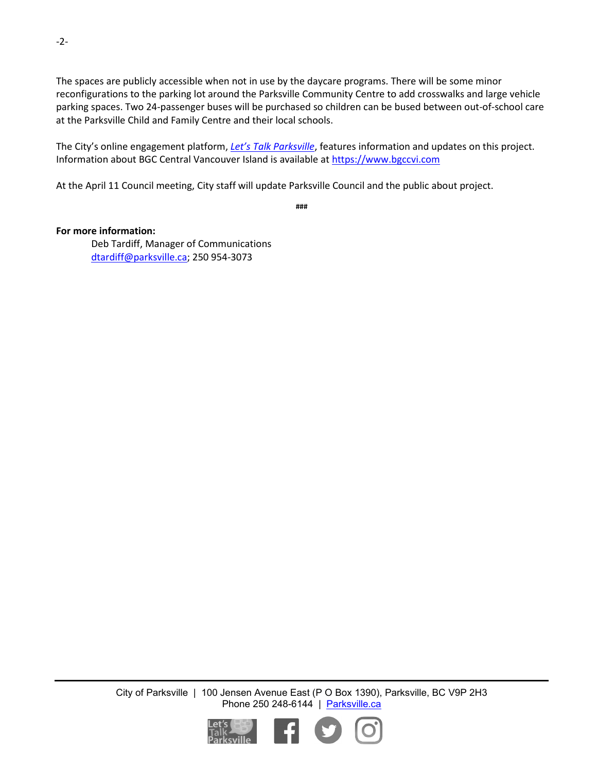The spaces are publicly accessible when not in use by the daycare programs. There will be some minor reconfigurations to the parking lot around the Parksville Community Centre to add crosswalks and large vehicle parking spaces. Two 24-passenger buses will be purchased so children can be bused between out-of-school care at the Parksville Child and Family Centre and their local schools.

The City's online engagement platform, *Let's Talk Parksville*, features information and updates on this project. Information about BGC Central Vancouver Island is available at https://www.bgccvi.com

At the April 11 Council meeting, City staff will update Parksville Council and the public about project.

###

**For more information:**

Deb Tardiff, Manager of Communications
dtardiff@parksville.ca; 250 954-3073

City of Parksville | 100 Jensen Avenue East (P O Box 1390), Parksville, BC V9P 2H3
Phone 250 248-6144 | Parksville.ca